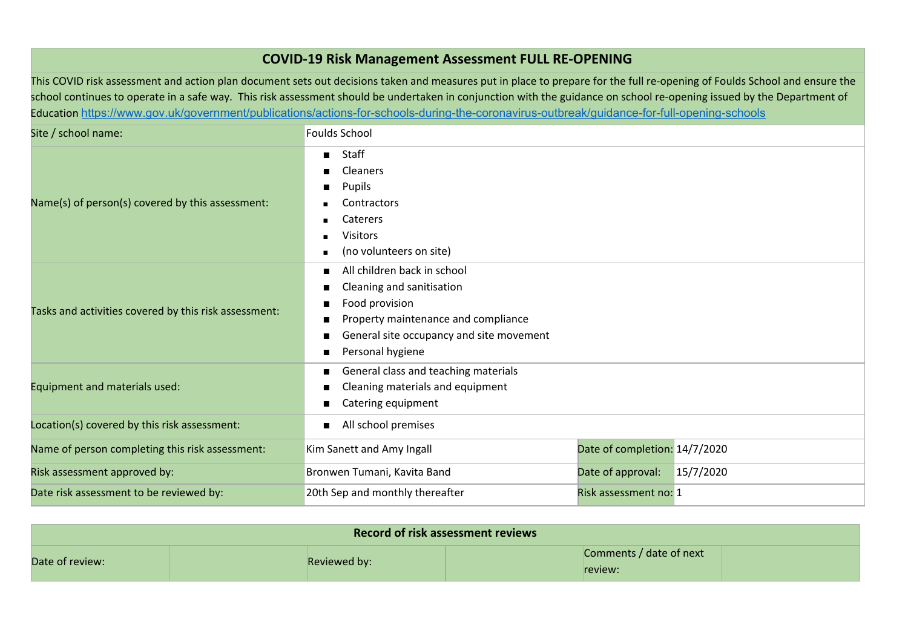# COVID-19 Risk Management Assessment FULL RE-OPENING

This COVID risk assessment and action plan document sets out decisions taken and measures put in place to prepare for the full re-opening of Foulds School and ensure the school continues to operate in a safe way. This risk assessment should be undertaken in conjunction with the guidance on school re-opening issued by the Department of Education https://www.gov.uk/government/publications/actions-for-schools-during-the-coronavirus-outbreak/guidance-for-full-opening-schools

| | | | |
|---|---|---|---|
| Site / school name: | Foulds School | | |
| Name(s) of person(s) covered by this assessment: | ■ Staff<br>■ Cleaners<br>■ Pupils<br>■ Contractors<br>■ Caterers<br>■ Visitors<br>■ (no volunteers on site) | | |
| Tasks and activities covered by this risk assessment: | ■ All children back in school<br>■ Cleaning and sanitisation<br>■ Food provision<br>■ Property maintenance and compliance<br>■ General site occupancy and site movement<br>■ Personal hygiene | | |
| Equipment and materials used: | ■ General class and teaching materials<br>■ Cleaning materials and equipment<br>■ Catering equipment | | |
| Location(s) covered by this risk assessment: | ■ All school premises | | |
| Name of person completing this risk assessment: | Kim Sanett and Amy Ingall | Date of completion: | 14/7/2020 |
| Risk assessment approved by: | Bronwen Tumani, Kavita Band | Date of approval: | 15/7/2020 |
| Date risk assessment to be reviewed by: | 20th Sep and monthly thereafter | Risk assessment no: | 1 |

| Record of risk assessment reviews | | | | | |
|---|---|---|---|---|---|
| Date of review: | | Reviewed by: | | Comments / date of next review: | |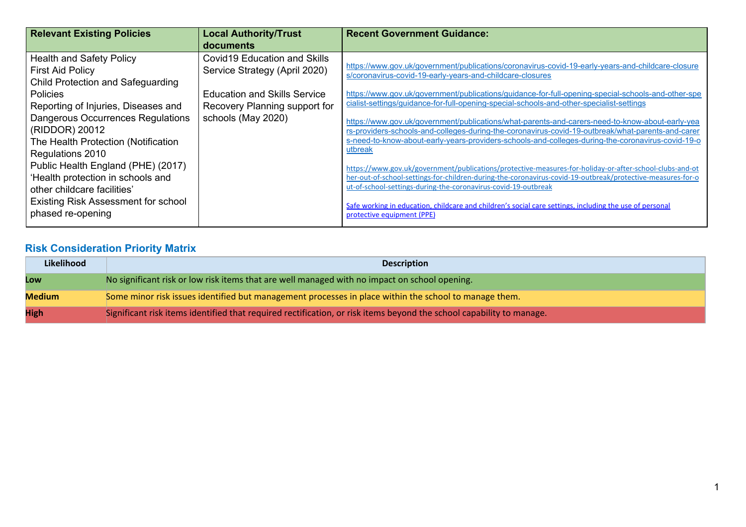| Relevant Existing Policies | Local Authority/Trust documents | Recent Government Guidance: |
|---|---|---|
| Health and Safety Policy<br>First Aid Policy<br>Child Protection and Safeguarding Policies<br>Reporting of Injuries, Diseases and Dangerous Occurrences Regulations (RIDDOR) 20012<br>The Health Protection (Notification Regulations 2010<br>Public Health England (PHE) (2017) 'Health protection in schools and other childcare facilities'<br>Existing Risk Assessment for school phased re-opening | Covid19 Education and Skills Service Strategy (April 2020)<br><br>Education and Skills Service Recovery Planning support for schools (May 2020) | https://www.gov.uk/government/publications/coronavirus-covid-19-early-years-and-childcare-closures/coronavirus-covid-19-early-years-and-childcare-closures<br><br>https://www.gov.uk/government/publications/guidance-for-full-opening-special-schools-and-other-specialist-settings/guidance-for-full-opening-special-schools-and-other-specialist-settings<br><br>https://www.gov.uk/government/publications/what-parents-and-carers-need-to-know-about-early-years-providers-schools-and-colleges-during-the-coronavirus-covid-19-outbreak/what-parents-and-carers-need-to-know-about-early-years-providers-schools-and-colleges-during-the-coronavirus-covid-19-outbreak<br><br>https://www.gov.uk/government/publications/protective-measures-for-holiday-or-after-school-clubs-and-other-out-of-school-settings-for-children-during-the-coronavirus-covid-19-outbreak/protective-measures-for-out-of-school-settings-during-the-coronavirus-covid-19-outbreak<br><br>Safe working in education, childcare and children's social care settings, including the use of personal protective equipment (PPE) |

## Risk Consideration Priority Matrix

| Likelihood | Description |
|---|---|
| **Low** | No significant risk or low risk items that are well managed with no impact on school opening. |
| **Medium** | Some minor risk issues identified but management processes in place within the school to manage them. |
| **High** | Significant risk items identified that required rectification, or risk items beyond the school capability to manage. |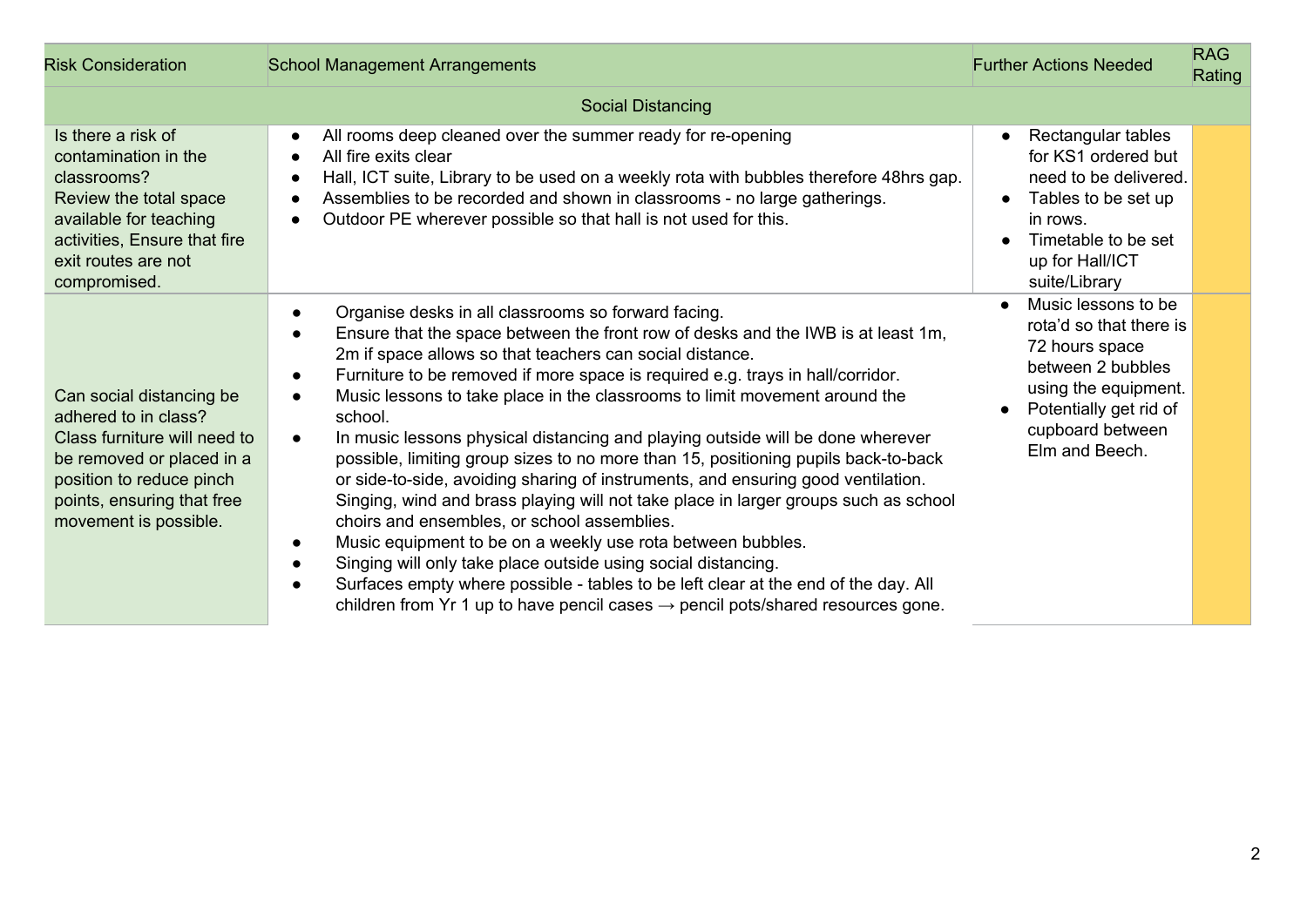| Risk Consideration | School Management Arrangements | Further Actions Needed | RAG Rating |
|---|---|---|---|
| Social Distancing | | | |
| Is there a risk of contamination in the classrooms?<br>Review the total space available for teaching activities, Ensure that fire exit routes are not compromised. | • All rooms deep cleaned over the summer ready for re-opening<br>• All fire exits clear<br>• Hall, ICT suite, Library to be used on a weekly rota with bubbles therefore 48hrs gap.<br>• Assemblies to be recorded and shown in classrooms - no large gatherings.<br>• Outdoor PE wherever possible so that hall is not used for this. | • Rectangular tables for KS1 ordered but need to be delivered.<br>• Tables to be set up in rows.<br>• Timetable to be set up for Hall/ICT suite/Library | |
| Can social distancing be adhered to in class? Class furniture will need to be removed or placed in a position to reduce pinch points, ensuring that free movement is possible. | • Organise desks in all classrooms so forward facing.<br>• Ensure that the space between the front row of desks and the IWB is at least 1m, 2m if space allows so that teachers can social distance.<br>• Furniture to be removed if more space is required e.g. trays in hall/corridor.<br>• Music lessons to take place in the classrooms to limit movement around the school.<br>• In music lessons physical distancing and playing outside will be done wherever possible, limiting group sizes to no more than 15, positioning pupils back-to-back or side-to-side, avoiding sharing of instruments, and ensuring good ventilation. Singing, wind and brass playing will not take place in larger groups such as school choirs and ensembles, or school assemblies.<br>• Music equipment to be on a weekly use rota between bubbles.<br>• Singing will only take place outside using social distancing.<br>• Surfaces empty where possible - tables to be left clear at the end of the day. All children from Yr 1 up to have pencil cases → pencil pots/shared resources gone. | • Music lessons to be rota'd so that there is 72 hours space between 2 bubbles using the equipment.<br>• Potentially get rid of cupboard between Elm and Beech. | |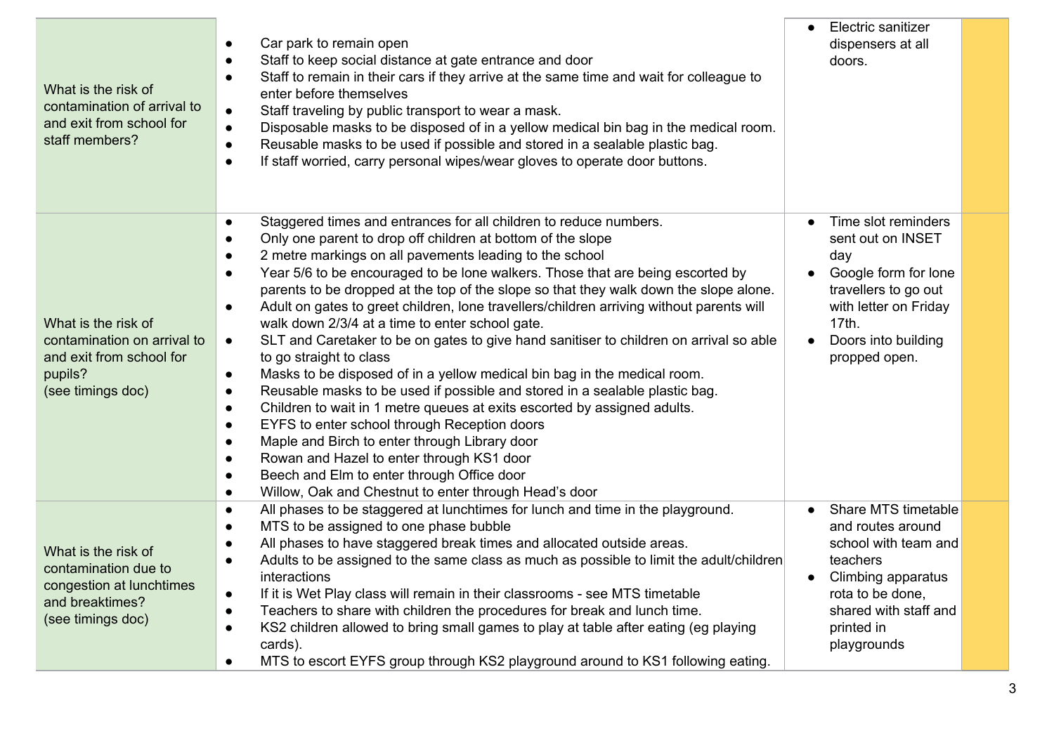| | | | |
|---|---|---|---|
| What is the risk of contamination of arrival to and exit from school for staff members? | • Car park to remain open<br>• Staff to keep social distance at gate entrance and door<br>• Staff to remain in their cars if they arrive at the same time and wait for colleague to enter before themselves<br>• Staff traveling by public transport to wear a mask.<br>• Disposable masks to be disposed of in a yellow medical bin bag in the medical room.<br>• Reusable masks to be used if possible and stored in a sealable plastic bag.<br>• If staff worried, carry personal wipes/wear gloves to operate door buttons. | • Electric sanitizer dispensers at all doors. | |
| What is the risk of contamination on arrival to and exit from school for pupils?<br>(see timings doc) | • Staggered times and entrances for all children to reduce numbers.<br>• Only one parent to drop off children at bottom of the slope<br>• 2 metre markings on all pavements leading to the school<br>• Year 5/6 to be encouraged to be lone walkers. Those that are being escorted by parents to be dropped at the top of the slope so that they walk down the slope alone.<br>• Adult on gates to greet children, lone travellers/children arriving without parents will walk down 2/3/4 at a time to enter school gate.<br>• SLT and Caretaker to be on gates to give hand sanitiser to children on arrival so able to go straight to class<br>• Masks to be disposed of in a yellow medical bin bag in the medical room.<br>• Reusable masks to be used if possible and stored in a sealable plastic bag.<br>• Children to wait in 1 metre queues at exits escorted by assigned adults.<br>• EYFS to enter school through Reception doors<br>• Maple and Birch to enter through Library door<br>• Rowan and Hazel to enter through KS1 door<br>• Beech and Elm to enter through Office door<br>• Willow, Oak and Chestnut to enter through Head's door | • Time slot reminders sent out on INSET day<br>• Google form for lone travellers to go out with letter on Friday 17th.<br>• Doors into building propped open. | |
| What is the risk of contamination due to congestion at lunchtimes and breaktimes?<br>(see timings doc) | • All phases to be staggered at lunchtimes for lunch and time in the playground.<br>• MTS to be assigned to one phase bubble<br>• All phases to have staggered break times and allocated outside areas.<br>• Adults to be assigned to the same class as much as possible to limit the adult/children interactions<br>• If it is Wet Play class will remain in their classrooms - see MTS timetable<br>• Teachers to share with children the procedures for break and lunch time.<br>• KS2 children allowed to bring small games to play at table after eating (eg playing cards).<br>• MTS to escort EYFS group through KS2 playground around to KS1 following eating. | • Share MTS timetable and routes around school with team and teachers<br>• Climbing apparatus rota to be done, shared with staff and printed in playgrounds | |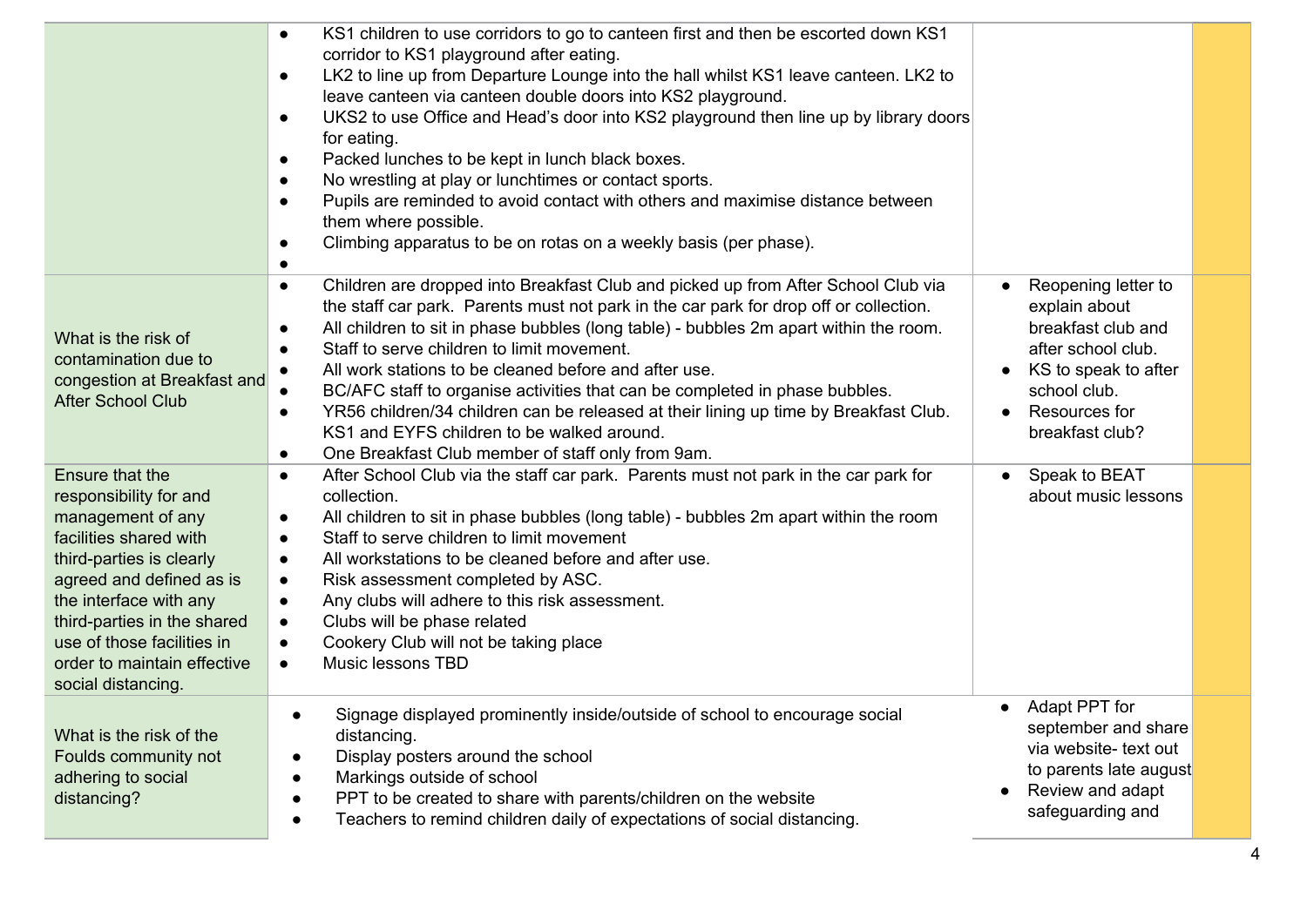| | | | |
|---|---|---|---|
| | • KS1 children to use corridors to go to canteen first and then be escorted down KS1 corridor to KS1 playground after eating.<br>• LK2 to line up from Departure Lounge into the hall whilst KS1 leave canteen. LK2 to leave canteen via canteen double doors into KS2 playground.<br>• UKS2 to use Office and Head's door into KS2 playground then line up by library doors for eating.<br>• Packed lunches to be kept in lunch black boxes.<br>• No wrestling at play or lunchtimes or contact sports.<br>• Pupils are reminded to avoid contact with others and maximise distance between them where possible.<br>• Climbing apparatus to be on rotas on a weekly basis (per phase).<br>• | | |
| What is the risk of contamination due to congestion at Breakfast and After School Club | • Children are dropped into Breakfast Club and picked up from After School Club via the staff car park. Parents must not park in the car park for drop off or collection.<br>• All children to sit in phase bubbles (long table) - bubbles 2m apart within the room.<br>• Staff to serve children to limit movement.<br>• All work stations to be cleaned before and after use.<br>• BC/AFC staff to organise activities that can be completed in phase bubbles.<br>• YR56 children/34 children can be released at their lining up time by Breakfast Club. KS1 and EYFS children to be walked around.<br>• One Breakfast Club member of staff only from 9am. | • Reopening letter to explain about breakfast club and after school club.<br>• KS to speak to after school club.<br>• Resources for breakfast club? | |
| Ensure that the responsibility for and management of any facilities shared with third-parties is clearly agreed and defined as is the interface with any third-parties in the shared use of those facilities in order to maintain effective social distancing. | • After School Club via the staff car park. Parents must not park in the car park for collection.<br>• All children to sit in phase bubbles (long table) - bubbles 2m apart within the room<br>• Staff to serve children to limit movement<br>• All workstations to be cleaned before and after use.<br>• Risk assessment completed by ASC.<br>• Any clubs will adhere to this risk assessment.<br>• Clubs will be phase related<br>• Cookery Club will not be taking place<br>• Music lessons TBD | • Speak to BEAT about music lessons | |
| What is the risk of the Foulds community not adhering to social distancing? | • Signage displayed prominently inside/outside of school to encourage social distancing.<br>• Display posters around the school<br>• Markings outside of school<br>• PPT to be created to share with parents/children on the website<br>• Teachers to remind children daily of expectations of social distancing. | • Adapt PPT for september and share via website- text out to parents late august<br>• Review and adapt safeguarding and | |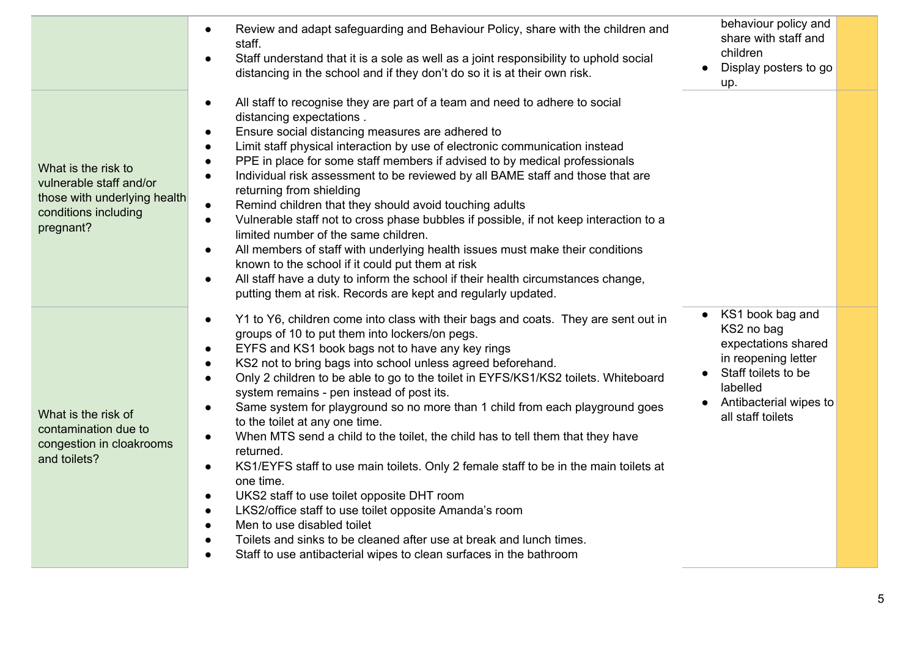| | | | |
|---|---|---|---|
| | • Review and adapt safeguarding and Behaviour Policy, share with the children and staff.<br>• Staff understand that it is a sole as well as a joint responsibility to uphold social distancing in the school and if they don't do so it is at their own risk. | behaviour policy and share with staff and children<br>• Display posters to go up. | |
| What is the risk to vulnerable staff and/or those with underlying health conditions including pregnant? | • All staff to recognise they are part of a team and need to adhere to social distancing expectations .<br>• Ensure social distancing measures are adhered to<br>• Limit staff physical interaction by use of electronic communication instead<br>• PPE in place for some staff members if advised to by medical professionals<br>• Individual risk assessment to be reviewed by all BAME staff and those that are returning from shielding<br>• Remind children that they should avoid touching adults<br>• Vulnerable staff not to cross phase bubbles if possible, if not keep interaction to a limited number of the same children.<br>• All members of staff with underlying health issues must make their conditions known to the school if it could put them at risk<br>• All staff have a duty to inform the school if their health circumstances change, putting them at risk. Records are kept and regularly updated. | | |
| What is the risk of contamination due to congestion in cloakrooms and toilets? | • Y1 to Y6, children come into class with their bags and coats. They are sent out in groups of 10 to put them into lockers/on pegs.<br>• EYFS and KS1 book bags not to have any key rings<br>• KS2 not to bring bags into school unless agreed beforehand.<br>• Only 2 children to be able to go to the toilet in EYFS/KS1/KS2 toilets. Whiteboard system remains - pen instead of post its.<br>• Same system for playground so no more than 1 child from each playground goes to the toilet at any one time.<br>• When MTS send a child to the toilet, the child has to tell them that they have returned.<br>• KS1/EYFS staff to use main toilets. Only 2 female staff to be in the main toilets at one time.<br>• UKS2 staff to use toilet opposite DHT room<br>• LKS2/office staff to use toilet opposite Amanda's room<br>• Men to use disabled toilet<br>• Toilets and sinks to be cleaned after use at break and lunch times.<br>• Staff to use antibacterial wipes to clean surfaces in the bathroom | • KS1 book bag and KS2 no bag expectations shared in reopening letter<br>• Staff toilets to be labelled<br>• Antibacterial wipes to all staff toilets | |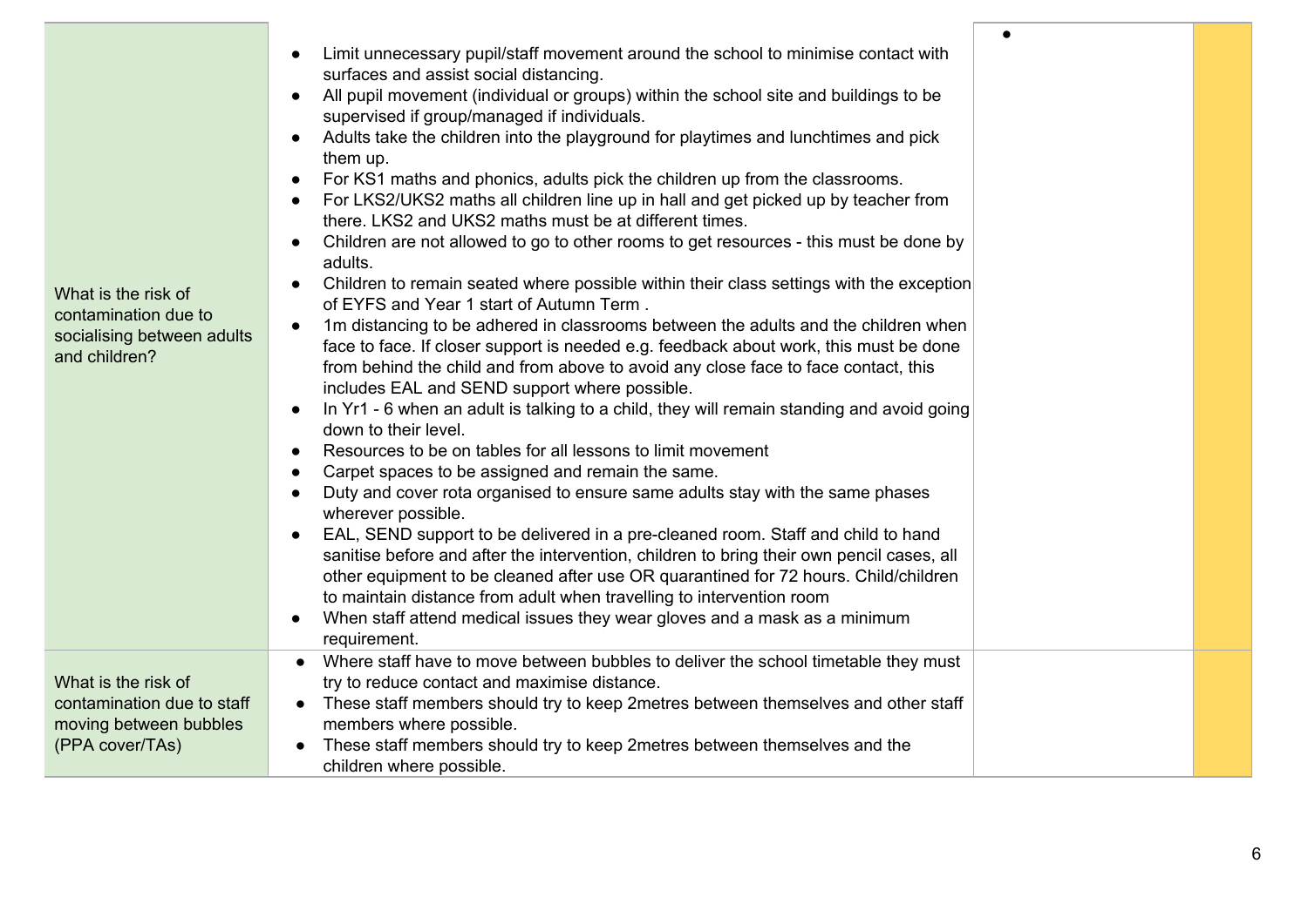| | | | |
|---|---|---|---|
| What is the risk of contamination due to socialising between adults and children? | • Limit unnecessary pupil/staff movement around the school to minimise contact with surfaces and assist social distancing.<br>• All pupil movement (individual or groups) within the school site and buildings to be supervised if group/managed if individuals.<br>• Adults take the children into the playground for playtimes and lunchtimes and pick them up.<br>• For KS1 maths and phonics, adults pick the children up from the classrooms.<br>• For LKS2/UKS2 maths all children line up in hall and get picked up by teacher from there. LKS2 and UKS2 maths must be at different times.<br>• Children are not allowed to go to other rooms to get resources - this must be done by adults.<br>• Children to remain seated where possible within their class settings with the exception of EYFS and Year 1 start of Autumn Term .<br>• 1m distancing to be adhered in classrooms between the adults and the children when face to face. If closer support is needed e.g. feedback about work, this must be done from behind the child and from above to avoid any close face to face contact, this includes EAL and SEND support where possible.<br>• In Yr1 - 6 when an adult is talking to a child, they will remain standing and avoid going down to their level.<br>• Resources to be on tables for all lessons to limit movement<br>• Carpet spaces to be assigned and remain the same.<br>• Duty and cover rota organised to ensure same adults stay with the same phases wherever possible.<br>• EAL, SEND support to be delivered in a pre-cleaned room. Staff and child to hand sanitise before and after the intervention, children to bring their own pencil cases, all other equipment to be cleaned after use OR quarantined for 72 hours. Child/children to maintain distance from adult when travelling to intervention room<br>• When staff attend medical issues they wear gloves and a mask as a minimum requirement. | • | |
| What is the risk of contamination due to staff moving between bubbles (PPA cover/TAs) | • Where staff have to move between bubbles to deliver the school timetable they must try to reduce contact and maximise distance.<br>• These staff members should try to keep 2metres between themselves and other staff members where possible.<br>• These staff members should try to keep 2metres between themselves and the children where possible. | | |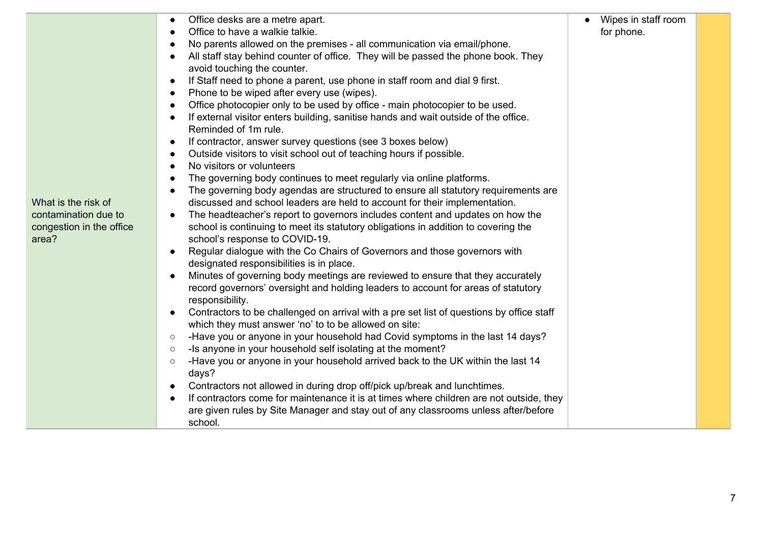| | | | |
|---|---|---|---|
| What is the risk of contamination due to congestion in the office area? | • Office desks are a metre apart.<br>• Office to have a walkie talkie.<br>• No parents allowed on the premises - all communication via email/phone.<br>• All staff stay behind counter of office. They will be passed the phone book. They avoid touching the counter.<br>• If Staff need to phone a parent, use phone in staff room and dial 9 first.<br>• Phone to be wiped after every use (wipes).<br>• Office photocopier only to be used by office - main photocopier to be used.<br>• If external visitor enters building, sanitise hands and wait outside of the office. Reminded of 1m rule.<br>• If contractor, answer survey questions (see 3 boxes below)<br>• Outside visitors to visit school out of teaching hours if possible.<br>• No visitors or volunteers<br>• The governing body continues to meet regularly via online platforms.<br>• The governing body agendas are structured to ensure all statutory requirements are discussed and school leaders are held to account for their implementation.<br>• The headteacher's report to governors includes content and updates on how the school is continuing to meet its statutory obligations in addition to covering the school's response to COVID-19.<br>• Regular dialogue with the Co Chairs of Governors and those governors with designated responsibilities is in place.<br>• Minutes of governing body meetings are reviewed to ensure that they accurately record governors' oversight and holding leaders to account for areas of statutory responsibility.<br>• Contractors to be challenged on arrival with a pre set list of questions by office staff which they must answer 'no' to to be allowed on site:<br>○ -Have you or anyone in your household had Covid symptoms in the last 14 days?<br>○ -Is anyone in your household self isolating at the moment?<br>○ -Have you or anyone in your household arrived back to the UK within the last 14 days?<br>• Contractors not allowed in during drop off/pick up/break and lunchtimes.<br>• If contractors come for maintenance it is at times where children are not outside, they are given rules by Site Manager and stay out of any classrooms unless after/before school. | • Wipes in staff room for phone. | |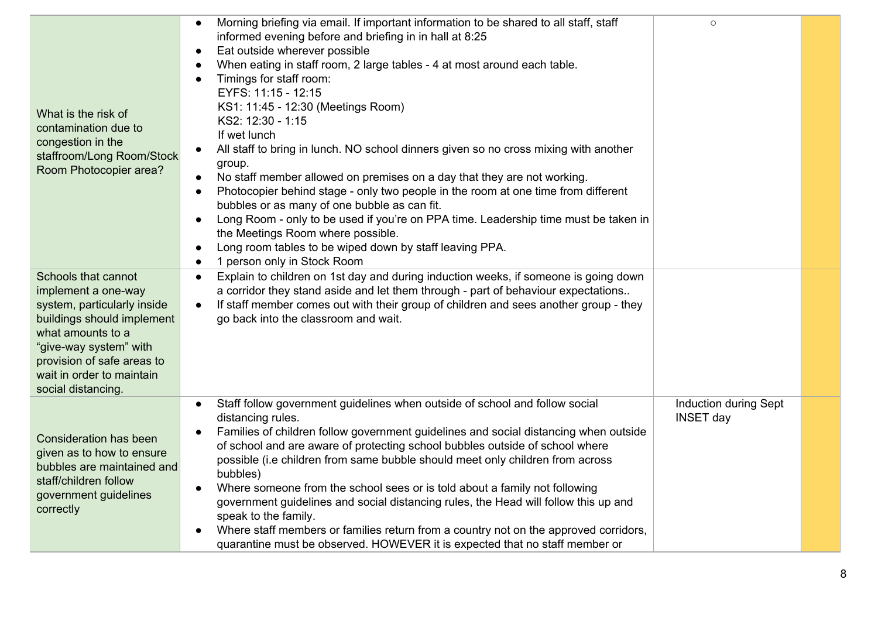| | | | |
|---|---|---|---|
| What is the risk of contamination due to congestion in the staffroom/Long Room/Stock Room Photocopier area? | • Morning briefing via email. If important information to be shared to all staff, staff informed evening before and briefing in in hall at 8:25<br>• Eat outside wherever possible<br>• When eating in staff room, 2 large tables - 4 at most around each table.<br>• Timings for staff room:<br>EYFS: 11:15 - 12:15<br>KS1: 11:45 - 12:30 (Meetings Room)<br>KS2: 12:30 - 1:15<br>If wet lunch<br>• All staff to bring in lunch. NO school dinners given so no cross mixing with another group.<br>• No staff member allowed on premises on a day that they are not working.<br>• Photocopier behind stage - only two people in the room at one time from different bubbles or as many of one bubble as can fit.<br>• Long Room - only to be used if you're on PPA time. Leadership time must be taken in the Meetings Room where possible.<br>• Long room tables to be wiped down by staff leaving PPA.<br>• 1 person only in Stock Room | ○ | |
| Schools that cannot implement a one-way system, particularly inside buildings should implement what amounts to a "give-way system" with provision of safe areas to wait in order to maintain social distancing. | • Explain to children on 1st day and during induction weeks, if someone is going down a corridor they stand aside and let them through - part of behaviour expectations..<br>• If staff member comes out with their group of children and sees another group - they go back into the classroom and wait. | | |
| Consideration has been given as to how to ensure bubbles are maintained and staff/children follow government guidelines correctly | • Staff follow government guidelines when outside of school and follow social distancing rules.<br>• Families of children follow government guidelines and social distancing when outside of school and are aware of protecting school bubbles outside of school where possible (i.e children from same bubble should meet only children from across bubbles)<br>• Where someone from the school sees or is told about a family not following government guidelines and social distancing rules, the Head will follow this up and speak to the family.<br>• Where staff members or families return from a country not on the approved corridors, quarantine must be observed. HOWEVER it is expected that no staff member or | Induction during Sept INSET day | |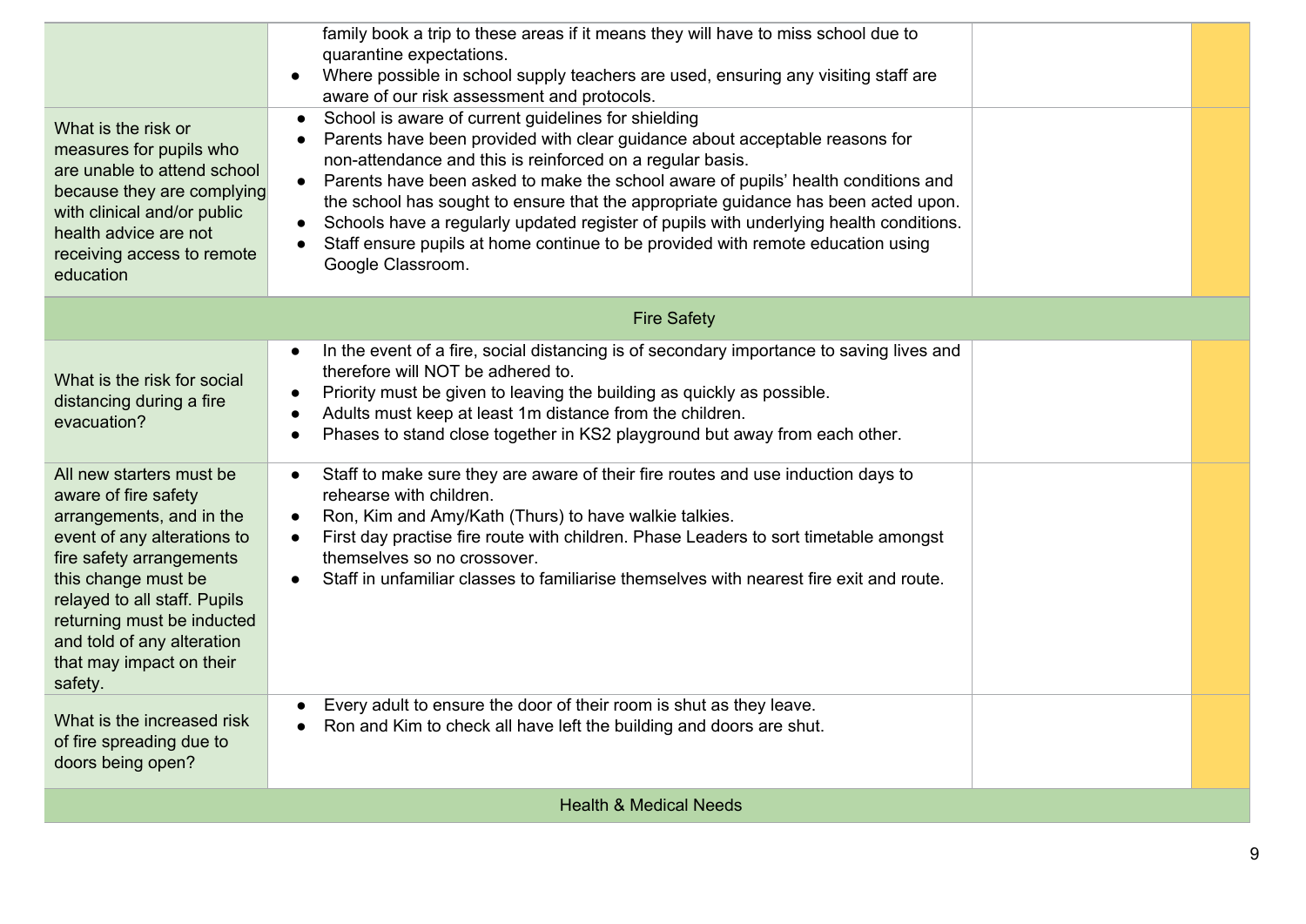| | | | |
|---|---|---|---|
| | <ul><li>family book a trip to these areas if it means they will have to miss school due to quarantine expectations.</li><li>Where possible in school supply teachers are used, ensuring any visiting staff are aware of our risk assessment and protocols.</li></ul> | | |
| What is the risk or measures for pupils who are unable to attend school because they are complying with clinical and/or public health advice are not receiving access to remote education | <ul><li>School is aware of current guidelines for shielding</li><li>Parents have been provided with clear guidance about acceptable reasons for non-attendance and this is reinforced on a regular basis.</li><li>Parents have been asked to make the school aware of pupils' health conditions and the school has sought to ensure that the appropriate guidance has been acted upon.</li><li>Schools have a regularly updated register of pupils with underlying health conditions.</li><li>Staff ensure pupils at home continue to be provided with remote education using Google Classroom.</li></ul> | | |
| **Fire Safety** | | | |
| What is the risk for social distancing during a fire evacuation? | <ul><li>In the event of a fire, social distancing is of secondary importance to saving lives and therefore will NOT be adhered to.</li><li>Priority must be given to leaving the building as quickly as possible.</li><li>Adults must keep at least 1m distance from the children.</li><li>Phases to stand close together in KS2 playground but away from each other.</li></ul> | | |
| All new starters must be aware of fire safety arrangements, and in the event of any alterations to fire safety arrangements this change must be relayed to all staff. Pupils returning must be inducted and told of any alteration that may impact on their safety. | <ul><li>Staff to make sure they are aware of their fire routes and use induction days to rehearse with children.</li><li>Ron, Kim and Amy/Kath (Thurs) to have walkie talkies.</li><li>First day practise fire route with children. Phase Leaders to sort timetable amongst themselves so no crossover.</li><li>Staff in unfamiliar classes to familiarise themselves with nearest fire exit and route.</li></ul> | | |
| What is the increased risk of fire spreading due to doors being open? | <ul><li>Every adult to ensure the door of their room is shut as they leave.</li><li>Ron and Kim to check all have left the building and doors are shut.</li></ul> | | |
| **Health & Medical Needs** | | | |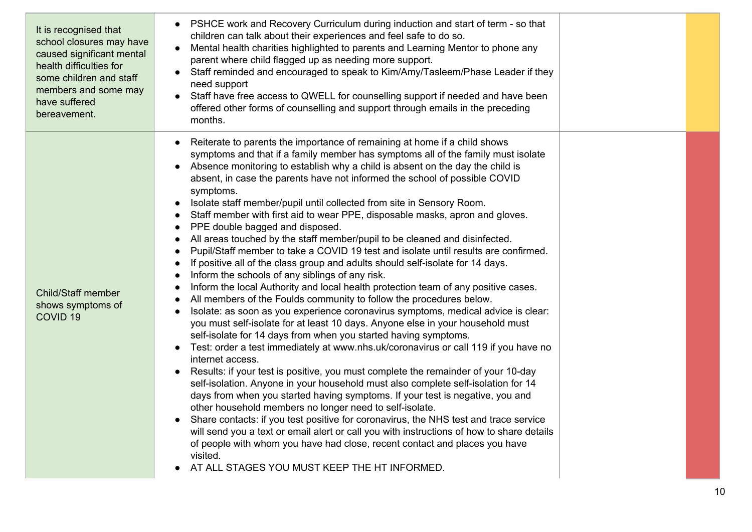| | | | |
|---|---|---|---|
| It is recognised that school closures may have caused significant mental health difficulties for some children and staff members and some may have suffered bereavement. | • PSHCE work and Recovery Curriculum during induction and start of term - so that children can talk about their experiences and feel safe to do so.<br>• Mental health charities highlighted to parents and Learning Mentor to phone any parent where child flagged up as needing more support.<br>• Staff reminded and encouraged to speak to Kim/Amy/Tasleem/Phase Leader if they need support<br>• Staff have free access to QWELL for counselling support if needed and have been offered other forms of counselling and support through emails in the preceding months. | | |
| Child/Staff member shows symptoms of COVID 19 | • Reiterate to parents the importance of remaining at home if a child shows symptoms and that if a family member has symptoms all of the family must isolate<br>• Absence monitoring to establish why a child is absent on the day the child is absent, in case the parents have not informed the school of possible COVID symptoms.<br>• Isolate staff member/pupil until collected from site in Sensory Room.<br>• Staff member with first aid to wear PPE, disposable masks, apron and gloves.<br>• PPE double bagged and disposed.<br>• All areas touched by the staff member/pupil to be cleaned and disinfected.<br>• Pupil/Staff member to take a COVID 19 test and isolate until results are confirmed.<br>• If positive all of the class group and adults should self-isolate for 14 days.<br>• Inform the schools of any siblings of any risk.<br>• Inform the local Authority and local health protection team of any positive cases.<br>• All members of the Foulds community to follow the procedures below.<br>• Isolate: as soon as you experience coronavirus symptoms, medical advice is clear: you must self-isolate for at least 10 days. Anyone else in your household must self-isolate for 14 days from when you started having symptoms.<br>• Test: order a test immediately at www.nhs.uk/coronavirus or call 119 if you have no internet access.<br>• Results: if your test is positive, you must complete the remainder of your 10-day self-isolation. Anyone in your household must also complete self-isolation for 14 days from when you started having symptoms. If your test is negative, you and other household members no longer need to self-isolate.<br>• Share contacts: if you test positive for coronavirus, the NHS test and trace service will send you a text or email alert or call you with instructions of how to share details of people with whom you have had close, recent contact and places you have visited.<br>• AT ALL STAGES YOU MUST KEEP THE HT INFORMED. | | |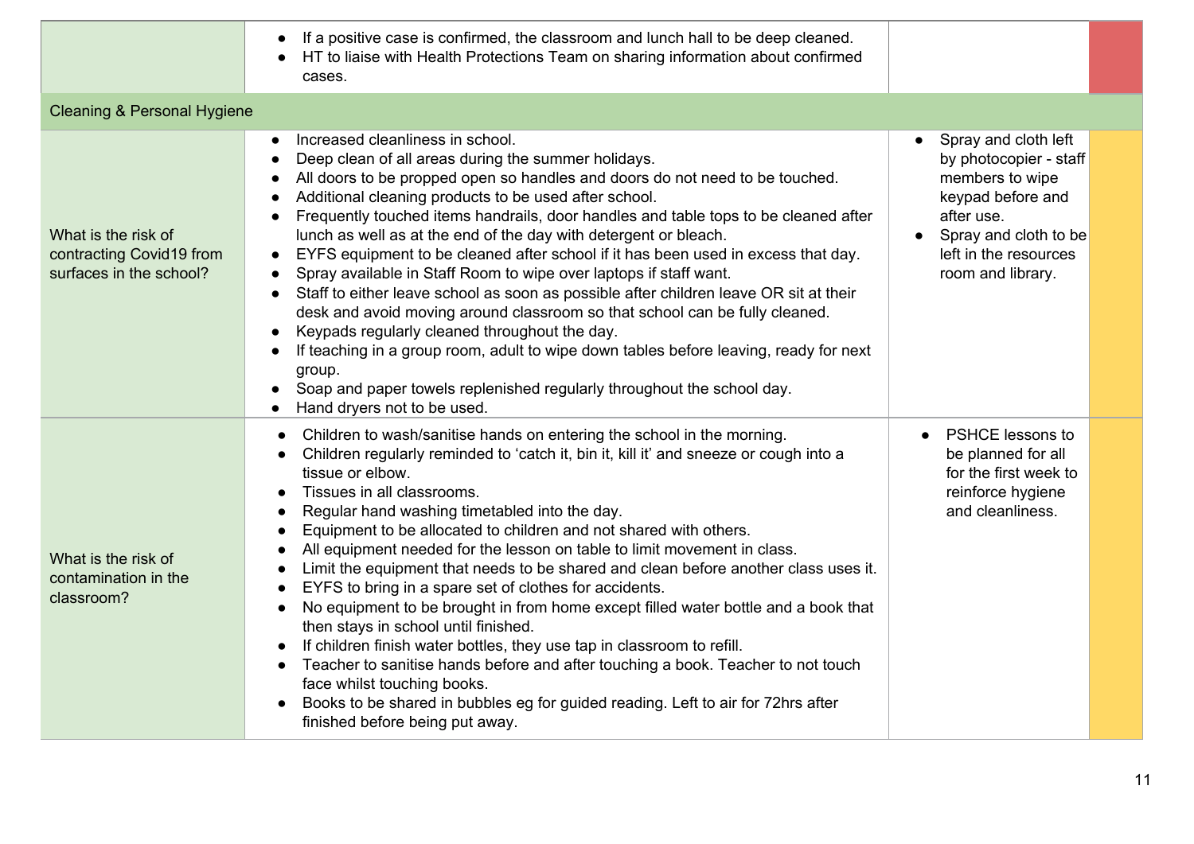| | | | |
|---|---|---|---|
| | • If a positive case is confirmed, the classroom and lunch hall to be deep cleaned.<br>• HT to liaise with Health Protections Team on sharing information about confirmed cases. | | |
| **Cleaning & Personal Hygiene** | | | |
| What is the risk of contracting Covid19 from surfaces in the school? | • Increased cleanliness in school.<br>• Deep clean of all areas during the summer holidays.<br>• All doors to be propped open so handles and doors do not need to be touched.<br>• Additional cleaning products to be used after school.<br>• Frequently touched items handrails, door handles and table tops to be cleaned after lunch as well as at the end of the day with detergent or bleach.<br>• EYFS equipment to be cleaned after school if it has been used in excess that day.<br>• Spray available in Staff Room to wipe over laptops if staff want.<br>• Staff to either leave school as soon as possible after children leave OR sit at their desk and avoid moving around classroom so that school can be fully cleaned.<br>• Keypads regularly cleaned throughout the day.<br>• If teaching in a group room, adult to wipe down tables before leaving, ready for next group.<br>• Soap and paper towels replenished regularly throughout the school day.<br>• Hand dryers not to be used. | • Spray and cloth left by photocopier - staff members to wipe keypad before and after use.<br>• Spray and cloth to be left in the resources room and library. | |
| What is the risk of contamination in the classroom? | • Children to wash/sanitise hands on entering the school in the morning.<br>• Children regularly reminded to 'catch it, bin it, kill it' and sneeze or cough into a tissue or elbow.<br>• Tissues in all classrooms.<br>• Regular hand washing timetabled into the day.<br>• Equipment to be allocated to children and not shared with others.<br>• All equipment needed for the lesson on table to limit movement in class.<br>• Limit the equipment that needs to be shared and clean before another class uses it.<br>• EYFS to bring in a spare set of clothes for accidents.<br>• No equipment to be brought in from home except filled water bottle and a book that then stays in school until finished.<br>• If children finish water bottles, they use tap in classroom to refill.<br>• Teacher to sanitise hands before and after touching a book. Teacher to not touch face whilst touching books.<br>• Books to be shared in bubbles eg for guided reading. Left to air for 72hrs after finished before being put away. | • PSHCE lessons to be planned for all for the first week to reinforce hygiene and cleanliness. | |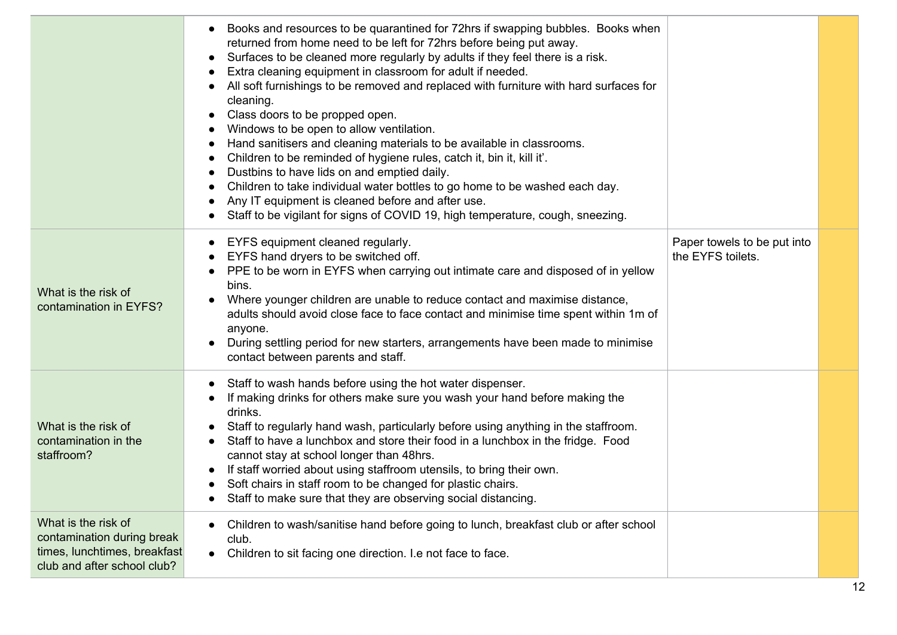| | | | |
|---|---|---|---|
| | • Books and resources to be quarantined for 72hrs if swapping bubbles. Books when returned from home need to be left for 72hrs before being put away.<br>• Surfaces to be cleaned more regularly by adults if they feel there is a risk.<br>• Extra cleaning equipment in classroom for adult if needed.<br>• All soft furnishings to be removed and replaced with furniture with hard surfaces for cleaning.<br>• Class doors to be propped open.<br>• Windows to be open to allow ventilation.<br>• Hand sanitisers and cleaning materials to be available in classrooms.<br>• Children to be reminded of hygiene rules, catch it, bin it, kill it'.<br>• Dustbins to have lids on and emptied daily.<br>• Children to take individual water bottles to go home to be washed each day.<br>• Any IT equipment is cleaned before and after use.<br>• Staff to be vigilant for signs of COVID 19, high temperature, cough, sneezing. | | |
| What is the risk of contamination in EYFS? | • EYFS equipment cleaned regularly.<br>• EYFS hand dryers to be switched off.<br>• PPE to be worn in EYFS when carrying out intimate care and disposed of in yellow bins.<br>• Where younger children are unable to reduce contact and maximise distance, adults should avoid close face to face contact and minimise time spent within 1m of anyone.<br>• During settling period for new starters, arrangements have been made to minimise contact between parents and staff. | Paper towels to be put into the EYFS toilets. | |
| What is the risk of contamination in the staffroom? | • Staff to wash hands before using the hot water dispenser.<br>• If making drinks for others make sure you wash your hand before making the drinks.<br>• Staff to regularly hand wash, particularly before using anything in the staffroom.<br>• Staff to have a lunchbox and store their food in a lunchbox in the fridge. Food cannot stay at school longer than 48hrs.<br>• If staff worried about using staffroom utensils, to bring their own.<br>• Soft chairs in staff room to be changed for plastic chairs.<br>• Staff to make sure that they are observing social distancing. | | |
| What is the risk of contamination during break times, lunchtimes, breakfast club and after school club? | • Children to wash/sanitise hand before going to lunch, breakfast club or after school club.<br>• Children to sit facing one direction. I.e not face to face. | | |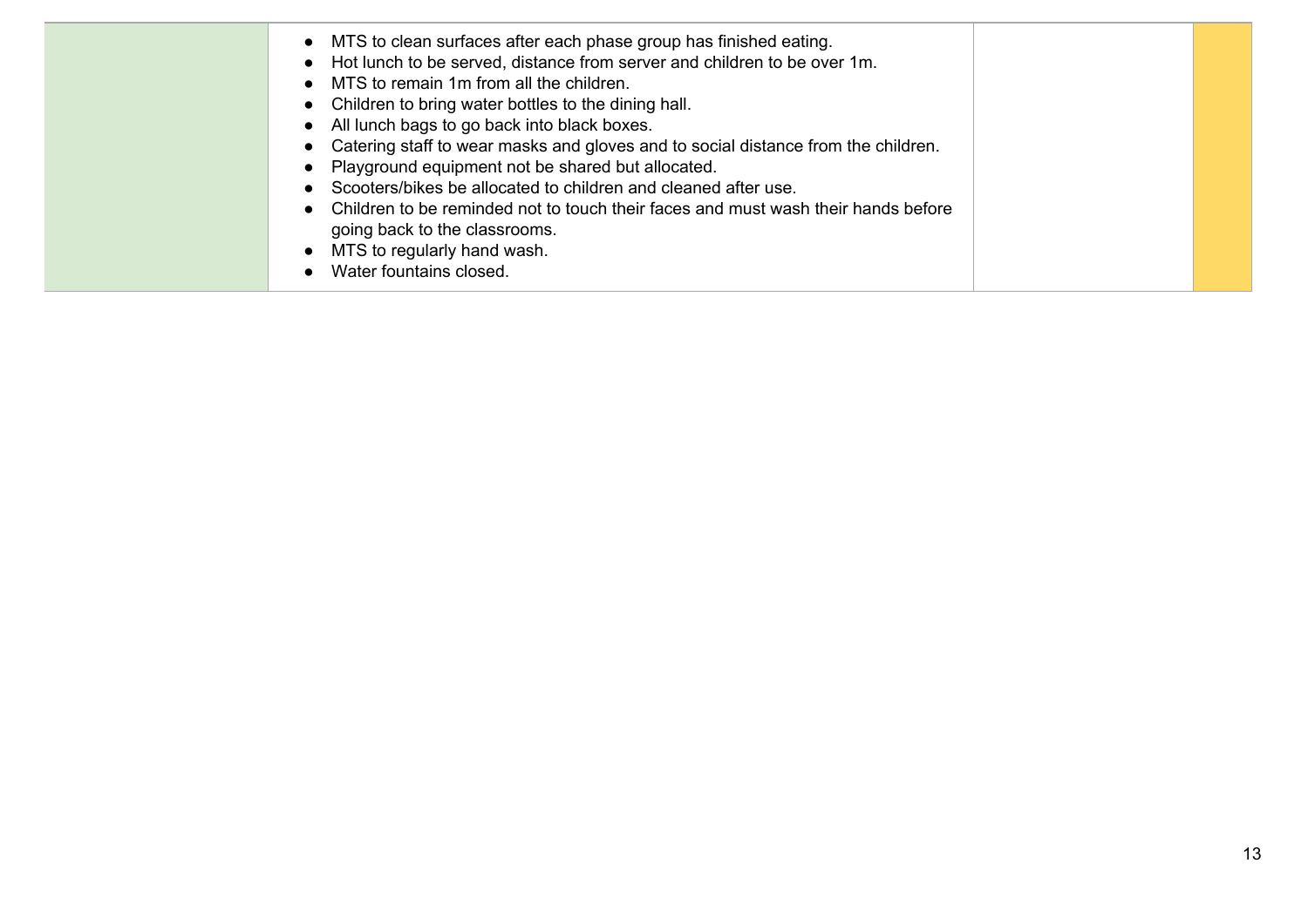| | | | |
|---|---|---|---|
| | • MTS to clean surfaces after each phase group has finished eating.<br>• Hot lunch to be served, distance from server and children to be over 1m.<br>• MTS to remain 1m from all the children.<br>• Children to bring water bottles to the dining hall.<br>• All lunch bags to go back into black boxes.<br>• Catering staff to wear masks and gloves and to social distance from the children.<br>• Playground equipment not be shared but allocated.<br>• Scooters/bikes be allocated to children and cleaned after use.<br>• Children to be reminded not to touch their faces and must wash their hands before going back to the classrooms.<br>• MTS to regularly hand wash.<br>• Water fountains closed. | | |